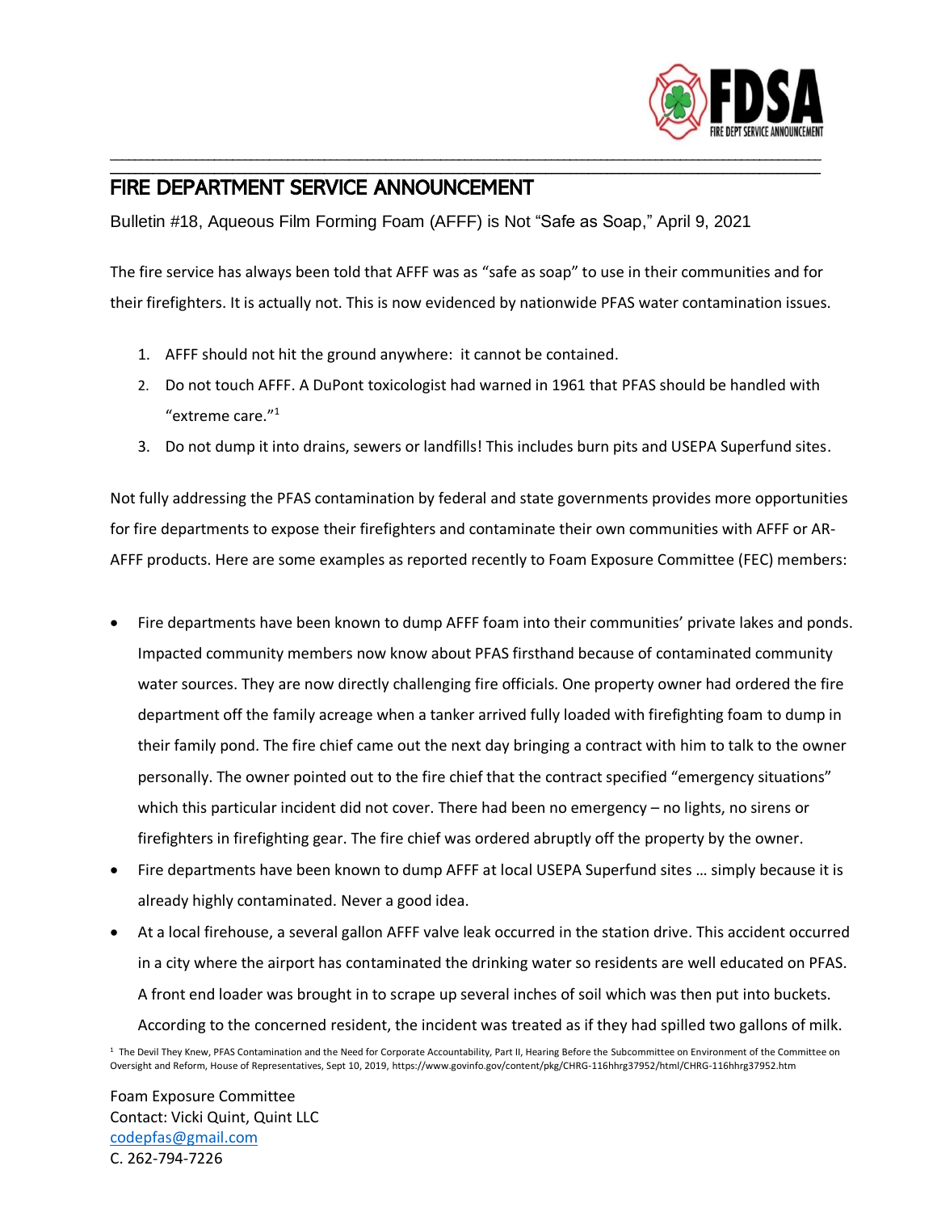# FIRE DEPARTMENT SERVICE ANNOUNCEMENT

Bulletin #18, Aqueous Film Forming Foam (AFFF) is Not "Safe as Soap," April 9, 2021

The fire service has always been told that AFFF was as "safe as soap" to use in their communities and for their firefighters. It is actually not. This is now evidenced by nationwide PFAS water contamination issues.

1. AFFF should not hit the ground anywhere: it cannot be contained.
2. Do not touch AFFF. A DuPont toxicologist had warned in 1961 that PFAS should be handled with "extreme care."[1]
3. Do not dump it into drains, sewers or landfills! This includes burn pits and USEPA Superfund sites.

Not fully addressing the PFAS contamination by federal and state governments provides more opportunities for fire departments to expose their firefighters and contaminate their own communities with AFFF or AR-AFFF products. Here are some examples as reported recently to Foam Exposure Committee (FEC) members:

- Fire departments have been known to dump AFFF foam into their communities' private lakes and ponds. Impacted community members now know about PFAS firsthand because of contaminated community water sources. They are now directly challenging fire officials. One property owner had ordered the fire department off the family acreage when a tanker arrived fully loaded with firefighting foam to dump in their family pond. The fire chief came out the next day bringing a contract with him to talk to the owner personally. The owner pointed out to the fire chief that the contract specified "emergency situations" which this particular incident did not cover. There had been no emergency – no lights, no sirens or firefighters in firefighting gear. The fire chief was ordered abruptly off the property by the owner.
- Fire departments have been known to dump AFFF at local USEPA Superfund sites … simply because it is already highly contaminated. Never a good idea.
- At a local firehouse, a several gallon AFFF valve leak occurred in the station drive. This accident occurred in a city where the airport has contaminated the drinking water so residents are well educated on PFAS. A front end loader was brought in to scrape up several inches of soil which was then put into buckets. According to the concerned resident, the incident was treated as if they had spilled two gallons of milk.

[1] The Devil They Knew, PFAS Contamination and the Need for Corporate Accountability, Part II, Hearing Before the Subcommittee on Environment of the Committee on Oversight and Reform, House of Representatives, Sept 10, 2019, https://www.govinfo.gov/content/pkg/CHRG-116hhrg37952/html/CHRG-116hhrg37952.htm

Foam Exposure Committee
Contact: Vicki Quint, Quint LLC
codepfas@gmail.com
C. 262-794-7226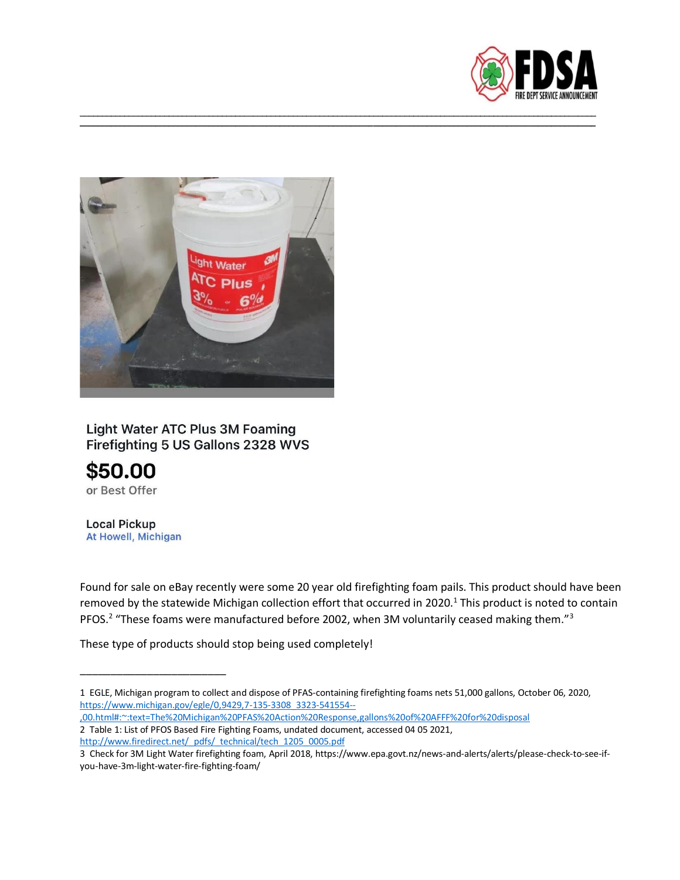Light Water ATC Plus 3M Foaming Firefighting 5 US Gallons 2328 WVS

**$50.00**

or Best Offer

Local Pickup

At Howell, Michigan

Found for sale on eBay recently were some 20 year old firefighting foam pails. This product should have been removed by the statewide Michigan collection effort that occurred in 2020.[1] This product is noted to contain PFOS.[2] "These foams were manufactured before 2002, when 3M voluntarily ceased making them."[3]

These type of products should stop being used completely!

---

1 EGLE, Michigan program to collect and dispose of PFAS-containing firefighting foams nets 51,000 gallons, October 06, 2020, https://www.michigan.gov/egle/0,9429,7-135-3308_3323-541554--,00.html#:~:text=The%20Michigan%20PFAS%20Action%20Response,gallons%20of%20AFFF%20for%20disposal

2 Table 1: List of PFOS Based Fire Fighting Foams, undated document, accessed 04 05 2021, http://www.firedirect.net/_pdfs/_technical/tech_1205_0005.pdf

3 Check for 3M Light Water firefighting foam, April 2018, https://www.epa.govt.nz/news-and-alerts/alerts/please-check-to-see-if-you-have-3m-light-water-fire-fighting-foam/